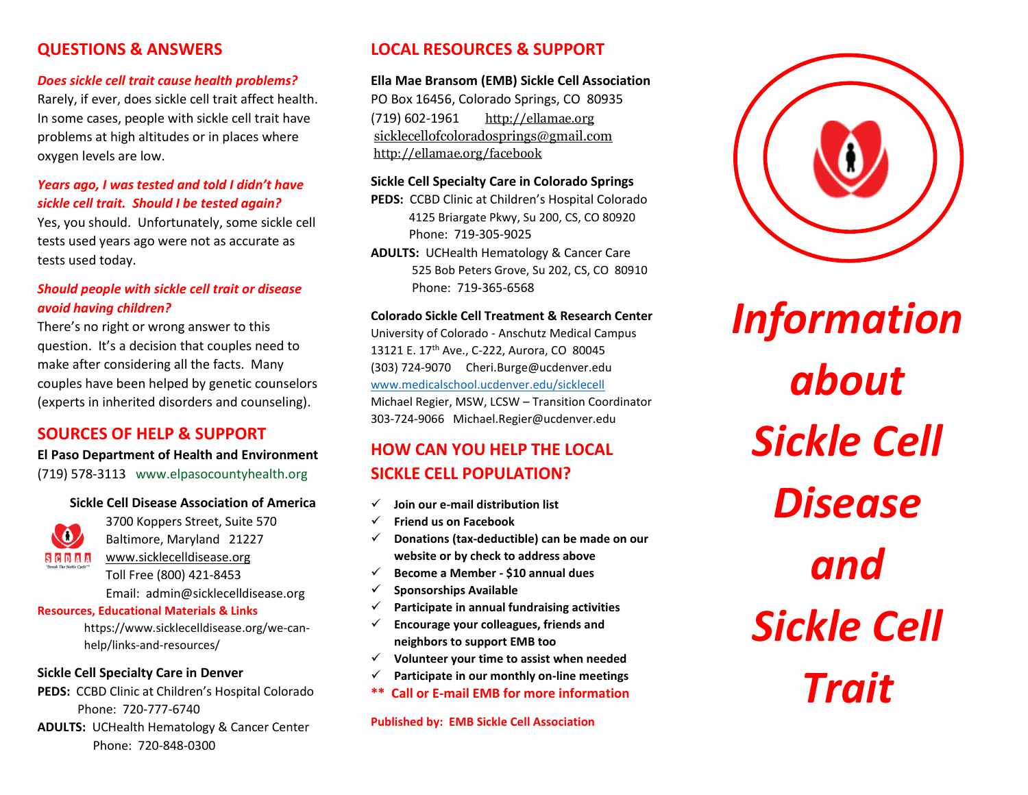## QUESTIONS & ANSWERS

***Does sickle cell trait cause health problems?***

Rarely, if ever, does sickle cell trait affect health. In some cases, people with sickle cell trait have problems at high altitudes or in places where oxygen levels are low.

***Years ago, I was tested and told I didn't have sickle cell trait. Should I be tested again?***

Yes, you should. Unfortunately, some sickle cell tests used years ago were not as accurate as tests used today.

***Should people with sickle cell trait or disease avoid having children?***

There's no right or wrong answer to this question. It's a decision that couples need to make after considering all the facts. Many couples have been helped by genetic counselors (experts in inherited disorders and counseling).

## SOURCES OF HELP & SUPPORT

**El Paso Department of Health and Environment**
(719) 578-3113 www.elpasocountyhealth.org

**Sickle Cell Disease Association of America**
3700 Koppers Street, Suite 570
Baltimore, Maryland 21227
www.sicklecelldisease.org
Toll Free (800) 421-8453
Email: admin@sicklecelldisease.org

**Resources, Educational Materials & Links**
https://www.sicklecelldisease.org/we-can-help/links-and-resources/

**Sickle Cell Specialty Care in Denver**
**PEDS:** CCBD Clinic at Children's Hospital Colorado
Phone: 720-777-6740
**ADULTS:** UCHealth Hematology & Cancer Center
Phone: 720-848-0300

## LOCAL RESOURCES & SUPPORT

**Ella Mae Bransom (EMB) Sickle Cell Association**
PO Box 16456, Colorado Springs, CO 80935
(719) 602-1961 http://ellamae.org
sicklecellofcoloradosprings@gmail.com
http://ellamae.org/facebook

**Sickle Cell Specialty Care in Colorado Springs**
**PEDS:** CCBD Clinic at Children's Hospital Colorado
4125 Briargate Pkwy, Su 200, CS, CO 80920
Phone: 719-305-9025
**ADULTS:** UCHealth Hematology & Cancer Care
525 Bob Peters Grove, Su 202, CS, CO 80910
Phone: 719-365-6568

**Colorado Sickle Cell Treatment & Research Center**
University of Colorado - Anschutz Medical Campus
13121 E. 17th Ave., C-222, Aurora, CO 80045
(303) 724-9070 Cheri.Burge@ucdenver.edu
www.medicalschool.ucdenver.edu/sicklecell
Michael Regier, MSW, LCSW – Transition Coordinator
303-724-9066 Michael.Regier@ucdenver.edu

## HOW CAN YOU HELP THE LOCAL SICKLE CELL POPULATION?

- ✓ **Join our e-mail distribution list**
- ✓ **Friend us on Facebook**
- ✓ **Donations (tax-deductible) can be made on our website or by check to address above**
- ✓ **Become a Member - $10 annual dues**
- ✓ **Sponsorships Available**
- ✓ **Participate in annual fundraising activities**
- ✓ **Encourage your colleagues, friends and neighbors to support EMB too**
- ✓ **Volunteer your time to assist when needed**
- ✓ **Participate in our monthly on-line meetings**

**** Call or E-mail EMB for more information**

**Published by: EMB Sickle Cell Association**

# *Information about Sickle Cell Disease and Sickle Cell Trait*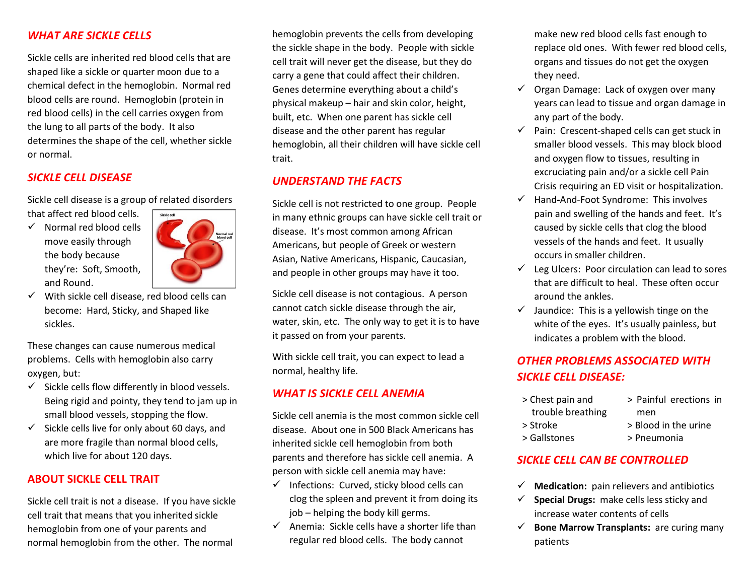## *WHAT ARE SICKLE CELLS*

Sickle cells are inherited red blood cells that are shaped like a sickle or quarter moon due to a chemical defect in the hemoglobin. Normal red blood cells are round. Hemoglobin (protein in red blood cells) in the cell carries oxygen from the lung to all parts of the body. It also determines the shape of the cell, whether sickle or normal.

## *SICKLE CELL DISEASE*

Sickle cell disease is a group of related disorders that affect red blood cells.

- ✓ Normal red blood cells move easily through the body because they're: Soft, Smooth, and Round.
- ✓ With sickle cell disease, red blood cells can become: Hard, Sticky, and Shaped like sickles.

These changes can cause numerous medical problems. Cells with hemoglobin also carry oxygen, but:

- ✓ Sickle cells flow differently in blood vessels. Being rigid and pointy, they tend to jam up in small blood vessels, stopping the flow.
- ✓ Sickle cells live for only about 60 days, and are more fragile than normal blood cells, which live for about 120 days.

## ABOUT SICKLE CELL TRAIT

Sickle cell trait is not a disease. If you have sickle cell trait that means that you inherited sickle hemoglobin from one of your parents and normal hemoglobin from the other. The normal hemoglobin prevents the cells from developing the sickle shape in the body. People with sickle cell trait will never get the disease, but they do carry a gene that could affect their children. Genes determine everything about a child's physical makeup – hair and skin color, height, built, etc. When one parent has sickle cell disease and the other parent has regular hemoglobin, all their children will have sickle cell trait.

## *UNDERSTAND THE FACTS*

Sickle cell is not restricted to one group. People in many ethnic groups can have sickle cell trait or disease. It's most common among African Americans, but people of Greek or western Asian, Native Americans, Hispanic, Caucasian, and people in other groups may have it too.

Sickle cell disease is not contagious. A person cannot catch sickle disease through the air, water, skin, etc. The only way to get it is to have it passed on from your parents.

With sickle cell trait, you can expect to lead a normal, healthy life.

## *WHAT IS SICKLE CELL ANEMIA*

Sickle cell anemia is the most common sickle cell disease. About one in 500 Black Americans has inherited sickle cell hemoglobin from both parents and therefore has sickle cell anemia. A person with sickle cell anemia may have:

- ✓ Infections: Curved, sticky blood cells can clog the spleen and prevent it from doing its job – helping the body kill germs.
- ✓ Anemia: Sickle cells have a shorter life than regular red blood cells. The body cannot make new red blood cells fast enough to replace old ones. With fewer red blood cells, organs and tissues do not get the oxygen they need.
- ✓ Organ Damage: Lack of oxygen over many years can lead to tissue and organ damage in any part of the body.
- ✓ Pain: Crescent-shaped cells can get stuck in smaller blood vessels. This may block blood and oxygen flow to tissues, resulting in excruciating pain and/or a sickle cell Pain Crisis requiring an ED visit or hospitalization.
- ✓ Hand-And-Foot Syndrome: This involves pain and swelling of the hands and feet. It's caused by sickle cells that clog the blood vessels of the hands and feet. It usually occurs in smaller children.
- ✓ Leg Ulcers: Poor circulation can lead to sores that are difficult to heal. These often occur around the ankles.
- ✓ Jaundice: This is a yellowish tinge on the white of the eyes. It's usually painless, but indicates a problem with the blood.

## *OTHER PROBLEMS ASSOCIATED WITH SICKLE CELL DISEASE:*

> Chest pain and trouble breathing
> Stroke
> Gallstones
> Painful erections in men
> Blood in the urine
> Pneumonia

## *SICKLE CELL CAN BE CONTROLLED*

- ✓ **Medication:** pain relievers and antibiotics
- ✓ **Special Drugs:** make cells less sticky and increase water contents of cells
- ✓ **Bone Marrow Transplants:** are curing many patients